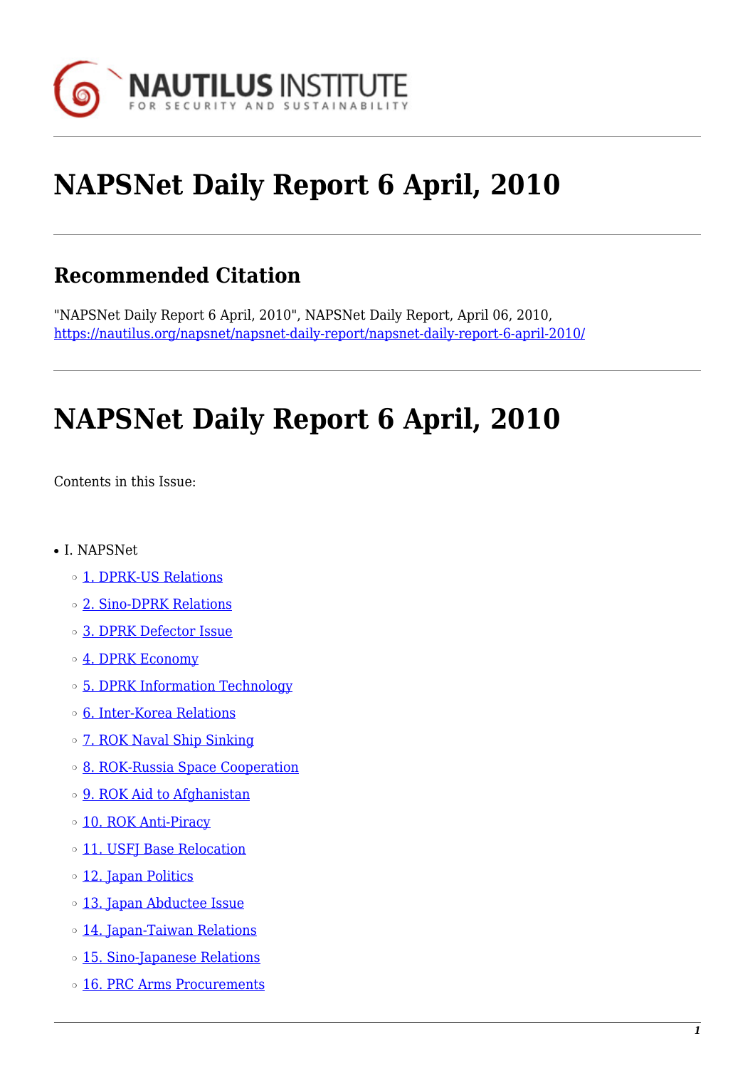# NAPSNet Daily Report 6 April, 2010

## Recommended Citation

"NAPSNet Daily Report 6 April, 2010", NAPSNet Daily Report, April 06, 2010, https://nautilus.org/napsnet/napsnet-daily-report/napsnet-daily-report-6-april-2010/

# NAPSNet Daily Report 6 April, 2010

Contents in this Issue:

- I. NAPSNet
  - 1. DPRK-US Relations
  - 2. Sino-DPRK Relations
  - 3. DPRK Defector Issue
  - 4. DPRK Economy
  - 5. DPRK Information Technology
  - 6. Inter-Korea Relations
  - 7. ROK Naval Ship Sinking
  - 8. ROK-Russia Space Cooperation
  - 9. ROK Aid to Afghanistan
  - 10. ROK Anti-Piracy
  - 11. USFJ Base Relocation
  - 12. Japan Politics
  - 13. Japan Abductee Issue
  - 14. Japan-Taiwan Relations
  - 15. Sino-Japanese Relations
  - 16. PRC Arms Procurements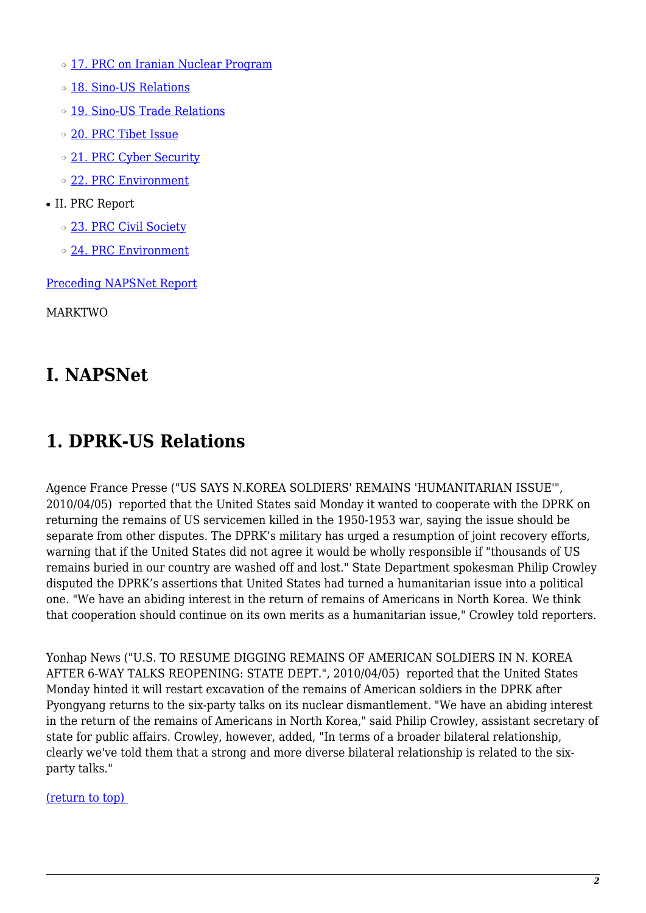- 17. PRC on Iranian Nuclear Program
- 18. Sino-US Relations
- 19. Sino-US Trade Relations
- 20. PRC Tibet Issue
- 21. PRC Cyber Security
- 22. PRC Environment

- II. PRC Report
  - 23. PRC Civil Society
  - 24. PRC Environment

Preceding NAPSNet Report

MARKTWO

# I. NAPSNet

# 1. DPRK-US Relations

Agence France Presse ("US SAYS N.KOREA SOLDIERS' REMAINS 'HUMANITARIAN ISSUE'", 2010/04/05) reported that the United States said Monday it wanted to cooperate with the DPRK on returning the remains of US servicemen killed in the 1950-1953 war, saying the issue should be separate from other disputes. The DPRK's military has urged a resumption of joint recovery efforts, warning that if the United States did not agree it would be wholly responsible if "thousands of US remains buried in our country are washed off and lost." State Department spokesman Philip Crowley disputed the DPRK's assertions that United States had turned a humanitarian issue into a political one. "We have an abiding interest in the return of remains of Americans in North Korea. We think that cooperation should continue on its own merits as a humanitarian issue," Crowley told reporters.

Yonhap News ("U.S. TO RESUME DIGGING REMAINS OF AMERICAN SOLDIERS IN N. KOREA AFTER 6-WAY TALKS REOPENING: STATE DEPT.", 2010/04/05) reported that the United States Monday hinted it will restart excavation of the remains of American soldiers in the DPRK after Pyongyang returns to the six-party talks on its nuclear dismantlement. "We have an abiding interest in the return of the remains of Americans in North Korea," said Philip Crowley, assistant secretary of state for public affairs. Crowley, however, added, "In terms of a broader bilateral relationship, clearly we've told them that a strong and more diverse bilateral relationship is related to the six-party talks."

(return to top)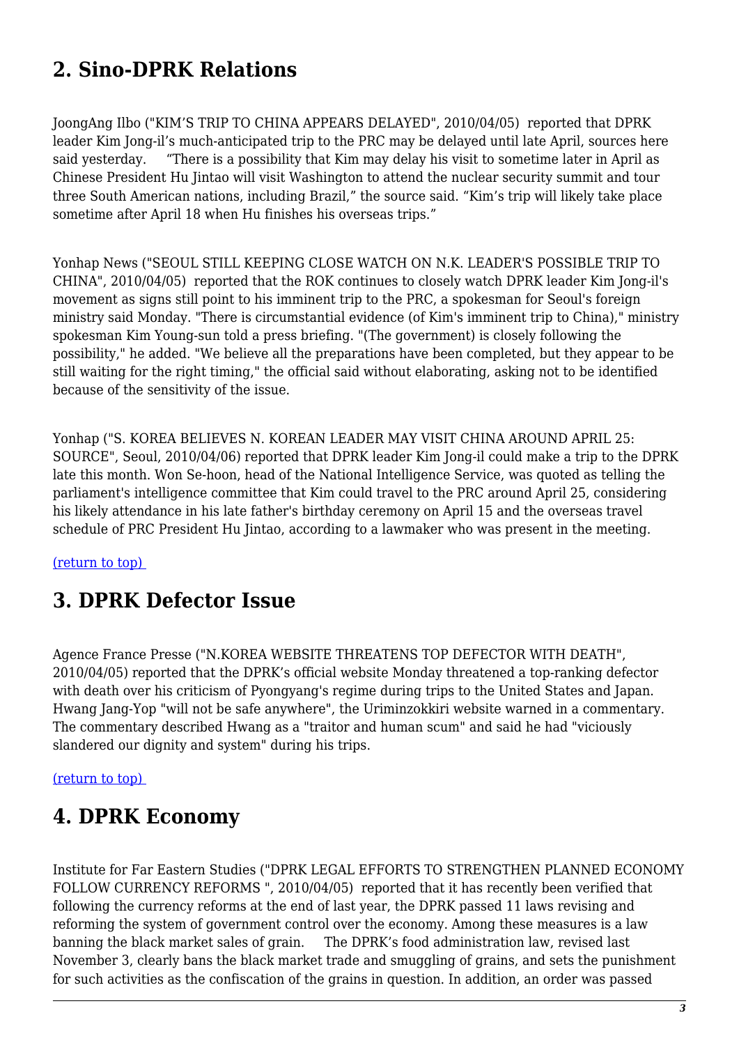## 2. Sino-DPRK Relations

JoongAng Ilbo ("KIM'S TRIP TO CHINA APPEARS DELAYED", 2010/04/05) reported that DPRK leader Kim Jong-il's much-anticipated trip to the PRC may be delayed until late April, sources here said yesterday. "There is a possibility that Kim may delay his visit to sometime later in April as Chinese President Hu Jintao will visit Washington to attend the nuclear security summit and tour three South American nations, including Brazil," the source said. "Kim's trip will likely take place sometime after April 18 when Hu finishes his overseas trips."

Yonhap News ("SEOUL STILL KEEPING CLOSE WATCH ON N.K. LEADER'S POSSIBLE TRIP TO CHINA", 2010/04/05) reported that the ROK continues to closely watch DPRK leader Kim Jong-il's movement as signs still point to his imminent trip to the PRC, a spokesman for Seoul's foreign ministry said Monday. "There is circumstantial evidence (of Kim's imminent trip to China)," ministry spokesman Kim Young-sun told a press briefing. "(The government) is closely following the possibility," he added. "We believe all the preparations have been completed, but they appear to be still waiting for the right timing," the official said without elaborating, asking not to be identified because of the sensitivity of the issue.

Yonhap ("S. KOREA BELIEVES N. KOREAN LEADER MAY VISIT CHINA AROUND APRIL 25: SOURCE", Seoul, 2010/04/06) reported that DPRK leader Kim Jong-il could make a trip to the DPRK late this month. Won Se-hoon, head of the National Intelligence Service, was quoted as telling the parliament's intelligence committee that Kim could travel to the PRC around April 25, considering his likely attendance in his late father's birthday ceremony on April 15 and the overseas travel schedule of PRC President Hu Jintao, according to a lawmaker who was present in the meeting.

(return to top)

## 3. DPRK Defector Issue

Agence France Presse ("N.KOREA WEBSITE THREATENS TOP DEFECTOR WITH DEATH", 2010/04/05) reported that the DPRK's official website Monday threatened a top-ranking defector with death over his criticism of Pyongyang's regime during trips to the United States and Japan. Hwang Jang-Yop "will not be safe anywhere", the Uriminzokkiri website warned in a commentary. The commentary described Hwang as a "traitor and human scum" and said he had "viciously slandered our dignity and system" during his trips.

(return to top)

## 4. DPRK Economy

Institute for Far Eastern Studies ("DPRK LEGAL EFFORTS TO STRENGTHEN PLANNED ECONOMY FOLLOW CURRENCY REFORMS ", 2010/04/05) reported that it has recently been verified that following the currency reforms at the end of last year, the DPRK passed 11 laws revising and reforming the system of government control over the economy. Among these measures is a law banning the black market sales of grain. The DPRK's food administration law, revised last November 3, clearly bans the black market trade and smuggling of grains, and sets the punishment for such activities as the confiscation of the grains in question. In addition, an order was passed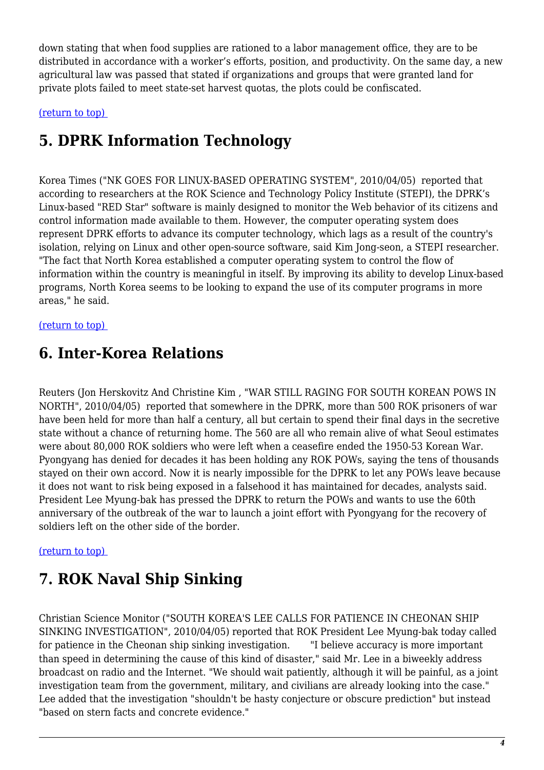down stating that when food supplies are rationed to a labor management office, they are to be distributed in accordance with a worker's efforts, position, and productivity. On the same day, a new agricultural law was passed that stated if organizations and groups that were granted land for private plots failed to meet state-set harvest quotas, the plots could be confiscated.

(return to top)

## 5. DPRK Information Technology

Korea Times ("NK GOES FOR LINUX-BASED OPERATING SYSTEM", 2010/04/05) reported that according to researchers at the ROK Science and Technology Policy Institute (STEPI), the DPRK's Linux-based "RED Star" software is mainly designed to monitor the Web behavior of its citizens and control information made available to them. However, the computer operating system does represent DPRK efforts to advance its computer technology, which lags as a result of the country's isolation, relying on Linux and other open-source software, said Kim Jong-seon, a STEPI researcher. "The fact that North Korea established a computer operating system to control the flow of information within the country is meaningful in itself. By improving its ability to develop Linux-based programs, North Korea seems to be looking to expand the use of its computer programs in more areas," he said.

(return to top)

## 6. Inter-Korea Relations

Reuters (Jon Herskovitz And Christine Kim , "WAR STILL RAGING FOR SOUTH KOREAN POWS IN NORTH", 2010/04/05) reported that somewhere in the DPRK, more than 500 ROK prisoners of war have been held for more than half a century, all but certain to spend their final days in the secretive state without a chance of returning home. The 560 are all who remain alive of what Seoul estimates were about 80,000 ROK soldiers who were left when a ceasefire ended the 1950-53 Korean War. Pyongyang has denied for decades it has been holding any ROK POWs, saying the tens of thousands stayed on their own accord. Now it is nearly impossible for the DPRK to let any POWs leave because it does not want to risk being exposed in a falsehood it has maintained for decades, analysts said. President Lee Myung-bak has pressed the DPRK to return the POWs and wants to use the 60th anniversary of the outbreak of the war to launch a joint effort with Pyongyang for the recovery of soldiers left on the other side of the border.

(return to top)

## 7. ROK Naval Ship Sinking

Christian Science Monitor ("SOUTH KOREA'S LEE CALLS FOR PATIENCE IN CHEONAN SHIP SINKING INVESTIGATION", 2010/04/05) reported that ROK President Lee Myung-bak today called for patience in the Cheonan ship sinking investigation. "I believe accuracy is more important than speed in determining the cause of this kind of disaster," said Mr. Lee in a biweekly address broadcast on radio and the Internet. "We should wait patiently, although it will be painful, as a joint investigation team from the government, military, and civilians are already looking into the case." Lee added that the investigation "shouldn't be hasty conjecture or obscure prediction" but instead "based on stern facts and concrete evidence."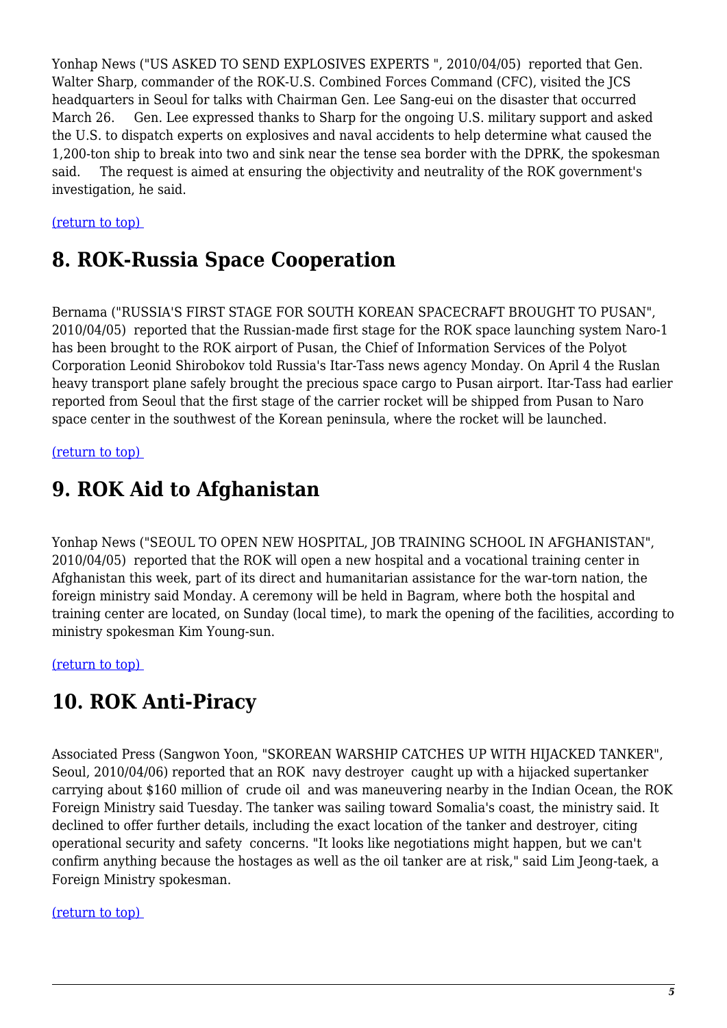Yonhap News ("US ASKED TO SEND EXPLOSIVES EXPERTS ", 2010/04/05) reported that Gen. Walter Sharp, commander of the ROK-U.S. Combined Forces Command (CFC), visited the JCS headquarters in Seoul for talks with Chairman Gen. Lee Sang-eui on the disaster that occurred March 26. Gen. Lee expressed thanks to Sharp for the ongoing U.S. military support and asked the U.S. to dispatch experts on explosives and naval accidents to help determine what caused the 1,200-ton ship to break into two and sink near the tense sea border with the DPRK, the spokesman said. The request is aimed at ensuring the objectivity and neutrality of the ROK government's investigation, he said.

(return to top)

## 8. ROK-Russia Space Cooperation

Bernama ("RUSSIA'S FIRST STAGE FOR SOUTH KOREAN SPACECRAFT BROUGHT TO PUSAN", 2010/04/05) reported that the Russian-made first stage for the ROK space launching system Naro-1 has been brought to the ROK airport of Pusan, the Chief of Information Services of the Polyot Corporation Leonid Shirobokov told Russia's Itar-Tass news agency Monday. On April 4 the Ruslan heavy transport plane safely brought the precious space cargo to Pusan airport. Itar-Tass had earlier reported from Seoul that the first stage of the carrier rocket will be shipped from Pusan to Naro space center in the southwest of the Korean peninsula, where the rocket will be launched.

(return to top)

## 9. ROK Aid to Afghanistan

Yonhap News ("SEOUL TO OPEN NEW HOSPITAL, JOB TRAINING SCHOOL IN AFGHANISTAN", 2010/04/05) reported that the ROK will open a new hospital and a vocational training center in Afghanistan this week, part of its direct and humanitarian assistance for the war-torn nation, the foreign ministry said Monday. A ceremony will be held in Bagram, where both the hospital and training center are located, on Sunday (local time), to mark the opening of the facilities, according to ministry spokesman Kim Young-sun.

(return to top)

## 10. ROK Anti-Piracy

Associated Press (Sangwon Yoon, "SKOREAN WARSHIP CATCHES UP WITH HIJACKED TANKER", Seoul, 2010/04/06) reported that an ROK navy destroyer caught up with a hijacked supertanker carrying about $160 million of crude oil and was maneuvering nearby in the Indian Ocean, the ROK Foreign Ministry said Tuesday. The tanker was sailing toward Somalia's coast, the ministry said. It declined to offer further details, including the exact location of the tanker and destroyer, citing operational security and safety concerns. "It looks like negotiations might happen, but we can't confirm anything because the hostages as well as the oil tanker are at risk," said Lim Jeong-taek, a Foreign Ministry spokesman.

(return to top)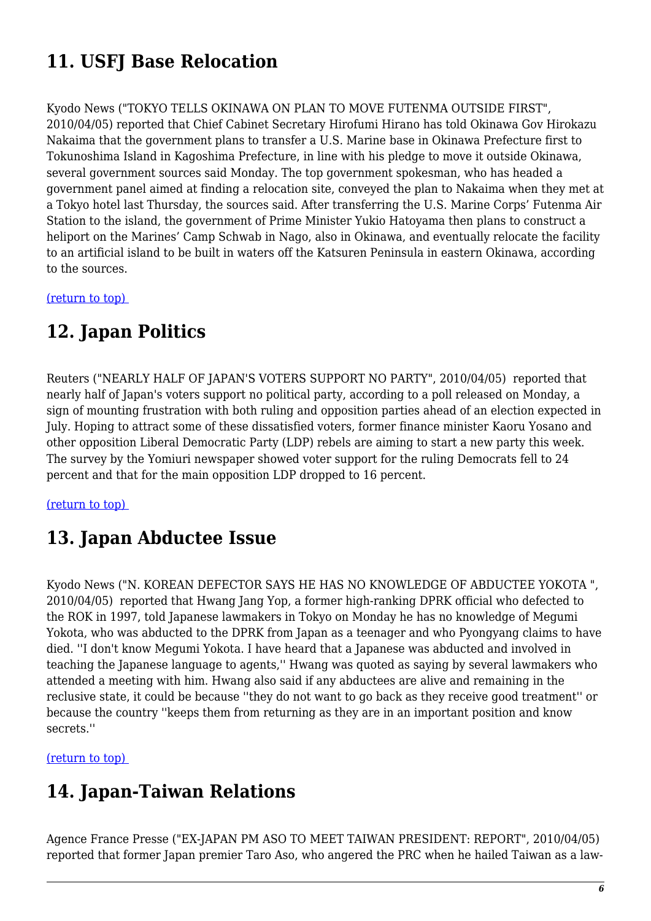## 11. USFJ Base Relocation

Kyodo News ("TOKYO TELLS OKINAWA ON PLAN TO MOVE FUTENMA OUTSIDE FIRST", 2010/04/05) reported that Chief Cabinet Secretary Hirofumi Hirano has told Okinawa Gov Hirokazu Nakaima that the government plans to transfer a U.S. Marine base in Okinawa Prefecture first to Tokunoshima Island in Kagoshima Prefecture, in line with his pledge to move it outside Okinawa, several government sources said Monday. The top government spokesman, who has headed a government panel aimed at finding a relocation site, conveyed the plan to Nakaima when they met at a Tokyo hotel last Thursday, the sources said. After transferring the U.S. Marine Corps' Futenma Air Station to the island, the government of Prime Minister Yukio Hatoyama then plans to construct a heliport on the Marines' Camp Schwab in Nago, also in Okinawa, and eventually relocate the facility to an artificial island to be built in waters off the Katsuren Peninsula in eastern Okinawa, according to the sources.

(return to top)

## 12. Japan Politics

Reuters ("NEARLY HALF OF JAPAN'S VOTERS SUPPORT NO PARTY", 2010/04/05) reported that nearly half of Japan's voters support no political party, according to a poll released on Monday, a sign of mounting frustration with both ruling and opposition parties ahead of an election expected in July. Hoping to attract some of these dissatisfied voters, former finance minister Kaoru Yosano and other opposition Liberal Democratic Party (LDP) rebels are aiming to start a new party this week. The survey by the Yomiuri newspaper showed voter support for the ruling Democrats fell to 24 percent and that for the main opposition LDP dropped to 16 percent.

(return to top)

## 13. Japan Abductee Issue

Kyodo News ("N. KOREAN DEFECTOR SAYS HE HAS NO KNOWLEDGE OF ABDUCTEE YOKOTA ", 2010/04/05) reported that Hwang Jang Yop, a former high-ranking DPRK official who defected to the ROK in 1997, told Japanese lawmakers in Tokyo on Monday he has no knowledge of Megumi Yokota, who was abducted to the DPRK from Japan as a teenager and who Pyongyang claims to have died. ''I don't know Megumi Yokota. I have heard that a Japanese was abducted and involved in teaching the Japanese language to agents,'' Hwang was quoted as saying by several lawmakers who attended a meeting with him. Hwang also said if any abductees are alive and remaining in the reclusive state, it could be because ''they do not want to go back as they receive good treatment'' or because the country ''keeps them from returning as they are in an important position and know secrets.''

(return to top)

## 14. Japan-Taiwan Relations

Agence France Presse ("EX-JAPAN PM ASO TO MEET TAIWAN PRESIDENT: REPORT", 2010/04/05) reported that former Japan premier Taro Aso, who angered the PRC when he hailed Taiwan as a law-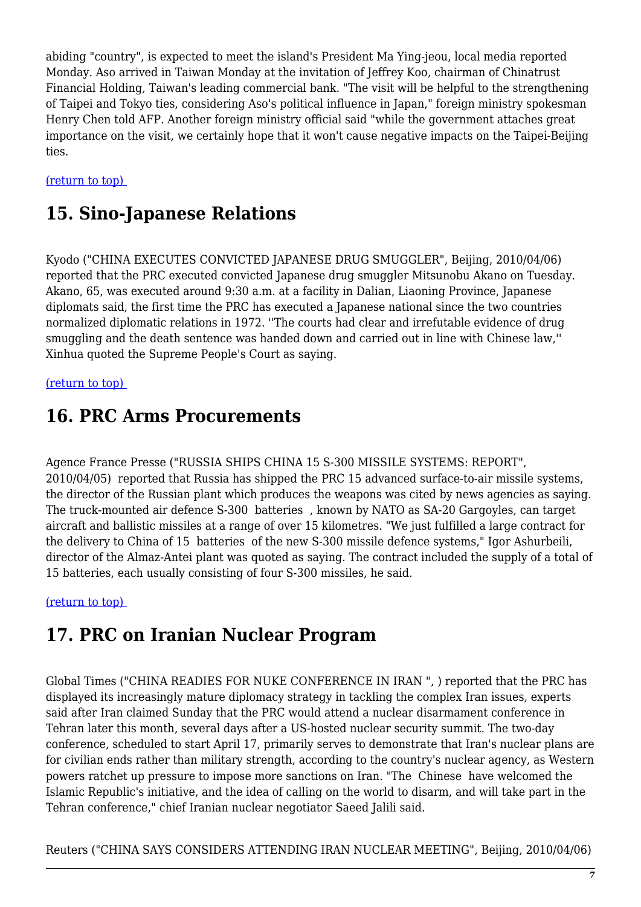abiding "country", is expected to meet the island's President Ma Ying-jeou, local media reported Monday. Aso arrived in Taiwan Monday at the invitation of Jeffrey Koo, chairman of Chinatrust Financial Holding, Taiwan's leading commercial bank. "The visit will be helpful to the strengthening of Taipei and Tokyo ties, considering Aso's political influence in Japan," foreign ministry spokesman Henry Chen told AFP. Another foreign ministry official said "while the government attaches great importance on the visit, we certainly hope that it won't cause negative impacts on the Taipei-Beijing ties.

(return to top)

## 15. Sino-Japanese Relations

Kyodo ("CHINA EXECUTES CONVICTED JAPANESE DRUG SMUGGLER", Beijing, 2010/04/06) reported that the PRC executed convicted Japanese drug smuggler Mitsunobu Akano on Tuesday. Akano, 65, was executed around 9:30 a.m. at a facility in Dalian, Liaoning Province, Japanese diplomats said, the first time the PRC has executed a Japanese national since the two countries normalized diplomatic relations in 1972. ''The courts had clear and irrefutable evidence of drug smuggling and the death sentence was handed down and carried out in line with Chinese law,'' Xinhua quoted the Supreme People's Court as saying.

(return to top)

## 16. PRC Arms Procurements

Agence France Presse ("RUSSIA SHIPS CHINA 15 S-300 MISSILE SYSTEMS: REPORT", 2010/04/05) reported that Russia has shipped the PRC 15 advanced surface-to-air missile systems, the director of the Russian plant which produces the weapons was cited by news agencies as saying. The truck-mounted air defence S-300 batteries , known by NATO as SA-20 Gargoyles, can target aircraft and ballistic missiles at a range of over 15 kilometres. "We just fulfilled a large contract for the delivery to China of 15 batteries of the new S-300 missile defence systems," Igor Ashurbeili, director of the Almaz-Antei plant was quoted as saying. The contract included the supply of a total of 15 batteries, each usually consisting of four S-300 missiles, he said.

(return to top)

## 17. PRC on Iranian Nuclear Program

Global Times ("CHINA READIES FOR NUKE CONFERENCE IN IRAN ", ) reported that the PRC has displayed its increasingly mature diplomacy strategy in tackling the complex Iran issues, experts said after Iran claimed Sunday that the PRC would attend a nuclear disarmament conference in Tehran later this month, several days after a US-hosted nuclear security summit. The two-day conference, scheduled to start April 17, primarily serves to demonstrate that Iran's nuclear plans are for civilian ends rather than military strength, according to the country's nuclear agency, as Western powers ratchet up pressure to impose more sanctions on Iran. "The Chinese have welcomed the Islamic Republic's initiative, and the idea of calling on the world to disarm, and will take part in the Tehran conference," chief Iranian nuclear negotiator Saeed Jalili said.

Reuters ("CHINA SAYS CONSIDERS ATTENDING IRAN NUCLEAR MEETING", Beijing, 2010/04/06)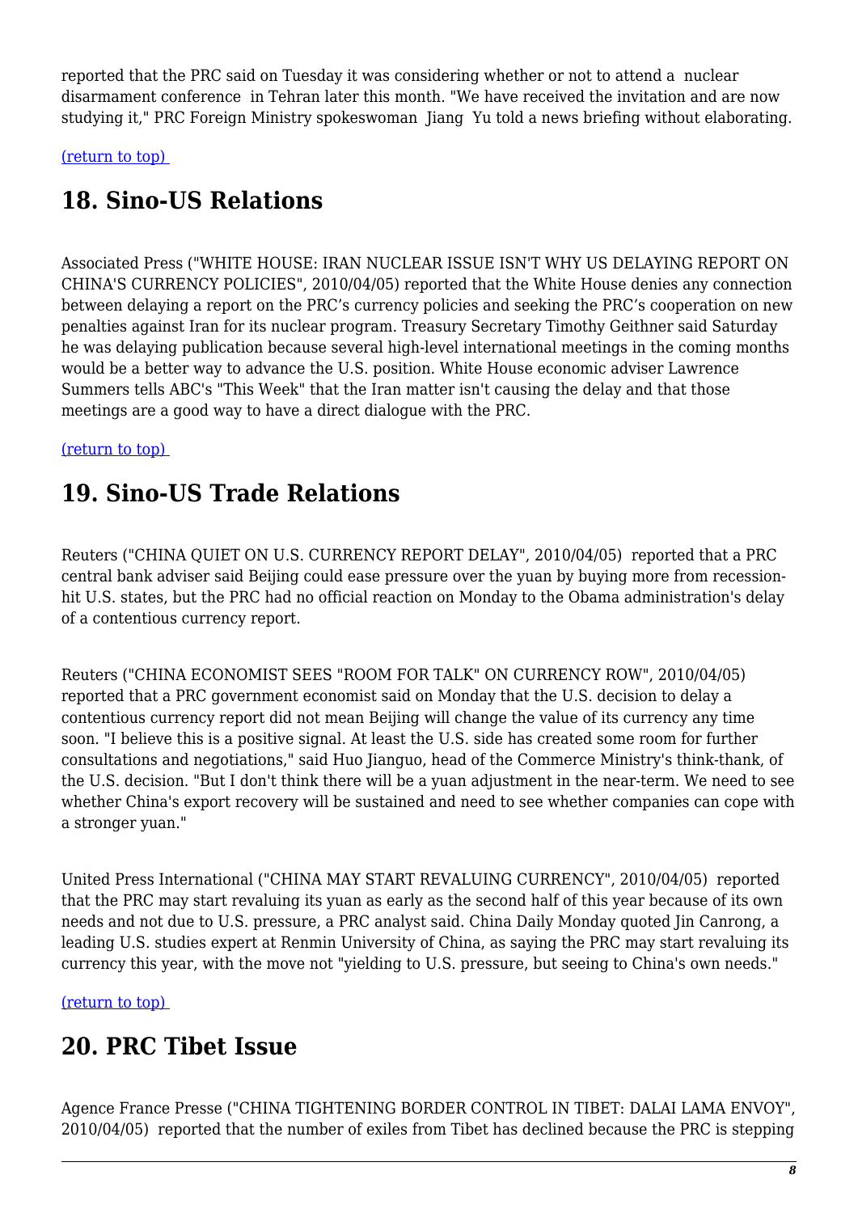reported that the PRC said on Tuesday it was considering whether or not to attend a nuclear disarmament conference in Tehran later this month. "We have received the invitation and are now studying it," PRC Foreign Ministry spokeswoman Jiang Yu told a news briefing without elaborating.

[(return to top)](#top)

## 18. Sino-US Relations

Associated Press ("WHITE HOUSE: IRAN NUCLEAR ISSUE ISN'T WHY US DELAYING REPORT ON CHINA'S CURRENCY POLICIES", 2010/04/05) reported that the White House denies any connection between delaying a report on the PRC's currency policies and seeking the PRC's cooperation on new penalties against Iran for its nuclear program. Treasury Secretary Timothy Geithner said Saturday he was delaying publication because several high-level international meetings in the coming months would be a better way to advance the U.S. position. White House economic adviser Lawrence Summers tells ABC's "This Week" that the Iran matter isn't causing the delay and that those meetings are a good way to have a direct dialogue with the PRC.

[(return to top)](#top)

## 19. Sino-US Trade Relations

Reuters ("CHINA QUIET ON U.S. CURRENCY REPORT DELAY", 2010/04/05) reported that a PRC central bank adviser said Beijing could ease pressure over the yuan by buying more from recession-hit U.S. states, but the PRC had no official reaction on Monday to the Obama administration's delay of a contentious currency report.

Reuters ("CHINA ECONOMIST SEES "ROOM FOR TALK" ON CURRENCY ROW", 2010/04/05) reported that a PRC government economist said on Monday that the U.S. decision to delay a contentious currency report did not mean Beijing will change the value of its currency any time soon. "I believe this is a positive signal. At least the U.S. side has created some room for further consultations and negotiations," said Huo Jianguo, head of the Commerce Ministry's think-thank, of the U.S. decision. "But I don't think there will be a yuan adjustment in the near-term. We need to see whether China's export recovery will be sustained and need to see whether companies can cope with a stronger yuan."

United Press International ("CHINA MAY START REVALUING CURRENCY", 2010/04/05) reported that the PRC may start revaluing its yuan as early as the second half of this year because of its own needs and not due to U.S. pressure, a PRC analyst said. China Daily Monday quoted Jin Canrong, a leading U.S. studies expert at Renmin University of China, as saying the PRC may start revaluing its currency this year, with the move not "yielding to U.S. pressure, but seeing to China's own needs."

[(return to top)](#top)

## 20. PRC Tibet Issue

Agence France Presse ("CHINA TIGHTENING BORDER CONTROL IN TIBET: DALAI LAMA ENVOY", 2010/04/05) reported that the number of exiles from Tibet has declined because the PRC is stepping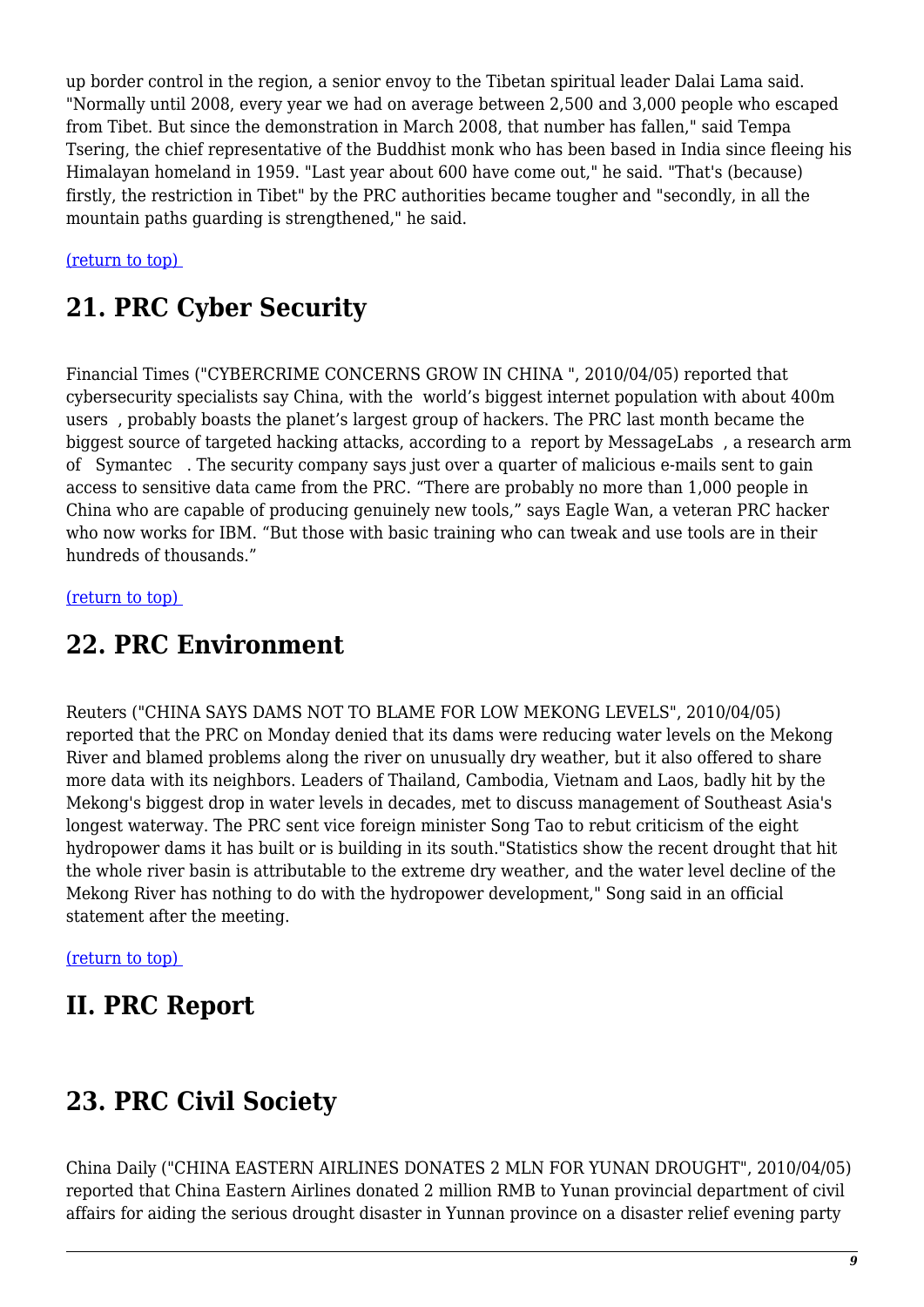up border control in the region, a senior envoy to the Tibetan spiritual leader Dalai Lama said. "Normally until 2008, every year we had on average between 2,500 and 3,000 people who escaped from Tibet. But since the demonstration in March 2008, that number has fallen," said Tempa Tsering, the chief representative of the Buddhist monk who has been based in India since fleeing his Himalayan homeland in 1959. "Last year about 600 have come out," he said. "That's (because) firstly, the restriction in Tibet" by the PRC authorities became tougher and "secondly, in all the mountain paths guarding is strengthened," he said.

(return to top)

## 21. PRC Cyber Security

Financial Times ("CYBERCRIME CONCERNS GROW IN CHINA ", 2010/04/05) reported that cybersecurity specialists say China, with the world's biggest internet population with about 400m users , probably boasts the planet's largest group of hackers. The PRC last month became the biggest source of targeted hacking attacks, according to a report by MessageLabs , a research arm of Symantec . The security company says just over a quarter of malicious e-mails sent to gain access to sensitive data came from the PRC. "There are probably no more than 1,000 people in China who are capable of producing genuinely new tools," says Eagle Wan, a veteran PRC hacker who now works for IBM. "But those with basic training who can tweak and use tools are in their hundreds of thousands."

(return to top)

## 22. PRC Environment

Reuters ("CHINA SAYS DAMS NOT TO BLAME FOR LOW MEKONG LEVELS", 2010/04/05) reported that the PRC on Monday denied that its dams were reducing water levels on the Mekong River and blamed problems along the river on unusually dry weather, but it also offered to share more data with its neighbors. Leaders of Thailand, Cambodia, Vietnam and Laos, badly hit by the Mekong's biggest drop in water levels in decades, met to discuss management of Southeast Asia's longest waterway. The PRC sent vice foreign minister Song Tao to rebut criticism of the eight hydropower dams it has built or is building in its south."Statistics show the recent drought that hit the whole river basin is attributable to the extreme dry weather, and the water level decline of the Mekong River has nothing to do with the hydropower development," Song said in an official statement after the meeting.

(return to top)

# II. PRC Report

## 23. PRC Civil Society

China Daily ("CHINA EASTERN AIRLINES DONATES 2 MLN FOR YUNAN DROUGHT", 2010/04/05) reported that China Eastern Airlines donated 2 million RMB to Yunan provincial department of civil affairs for aiding the serious drought disaster in Yunnan province on a disaster relief evening party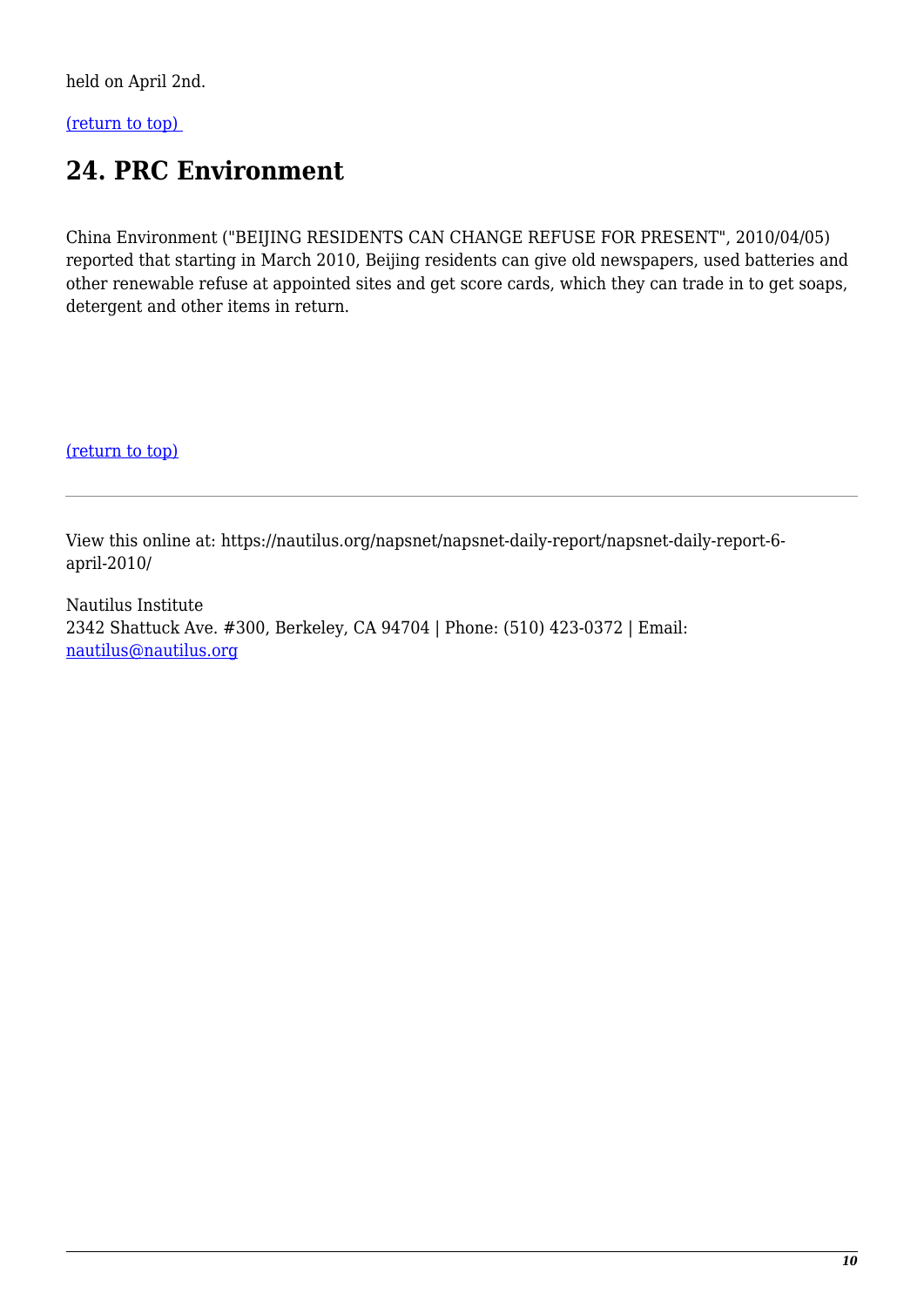held on April 2nd.

[(return to top)](#top)

## 24. PRC Environment

China Environment ("BEIJING RESIDENTS CAN CHANGE REFUSE FOR PRESENT", 2010/04/05) reported that starting in March 2010, Beijing residents can give old newspapers, used batteries and other renewable refuse at appointed sites and get score cards, which they can trade in to get soaps, detergent and other items in return.

[(return to top)](#top)

---

View this online at: https://nautilus.org/napsnet/napsnet-daily-report/napsnet-daily-report-6-april-2010/

Nautilus Institute
2342 Shattuck Ave. #300, Berkeley, CA 94704 | Phone: (510) 423-0372 | Email: [nautilus@nautilus.org](mailto:nautilus@nautilus.org)